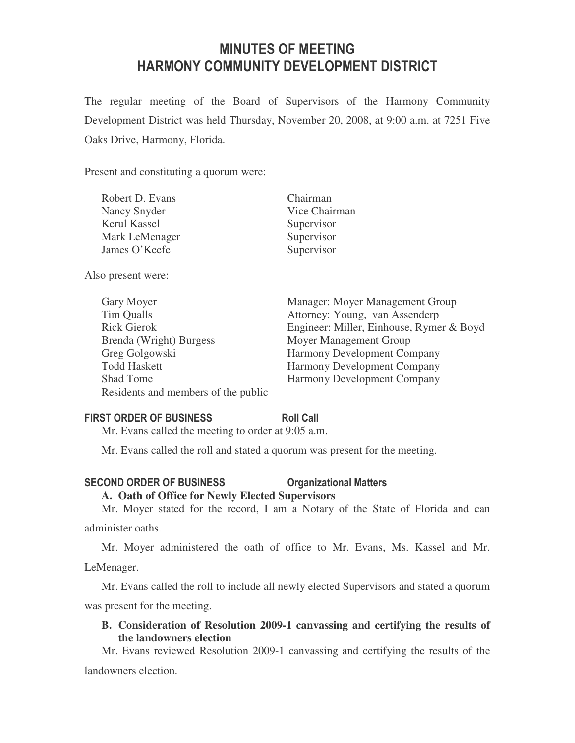# MINUTES OF MEETING
# HARMONY COMMUNITY DEVELOPMENT DISTRICT

The regular meeting of the Board of Supervisors of the Harmony Community Development District was held Thursday, November 20, 2008, at 9:00 a.m. at 7251 Five Oaks Drive, Harmony, Florida.

Present and constituting a quorum were:

| | |
|---|---|
| Robert D. Evans | Chairman |
| Nancy Snyder | Vice Chairman |
| Kerul Kassel | Supervisor |
| Mark LeMenager | Supervisor |
| James O'Keefe | Supervisor |

Also present were:

| | |
|---|---|
| Gary Moyer | Manager: Moyer Management Group |
| Tim Qualls | Attorney: Young, van Assenderp |
| Rick Gierok | Engineer: Miller, Einhouse, Rymer & Boyd |
| Brenda (Wright) Burgess | Moyer Management Group |
| Greg Golgowski | Harmony Development Company |
| Todd Haskett | Harmony Development Company |
| Shad Tome | Harmony Development Company |
| Residents and members of the public | |

## FIRST ORDER OF BUSINESS Roll Call

Mr. Evans called the meeting to order at 9:05 a.m.

Mr. Evans called the roll and stated a quorum was present for the meeting.

## SECOND ORDER OF BUSINESS Organizational Matters

**A. Oath of Office for Newly Elected Supervisors**

Mr. Moyer stated for the record, I am a Notary of the State of Florida and can administer oaths.

Mr. Moyer administered the oath of office to Mr. Evans, Ms. Kassel and Mr. LeMenager.

Mr. Evans called the roll to include all newly elected Supervisors and stated a quorum was present for the meeting.

**B. Consideration of Resolution 2009-1 canvassing and certifying the results of the landowners election**

Mr. Evans reviewed Resolution 2009-1 canvassing and certifying the results of the landowners election.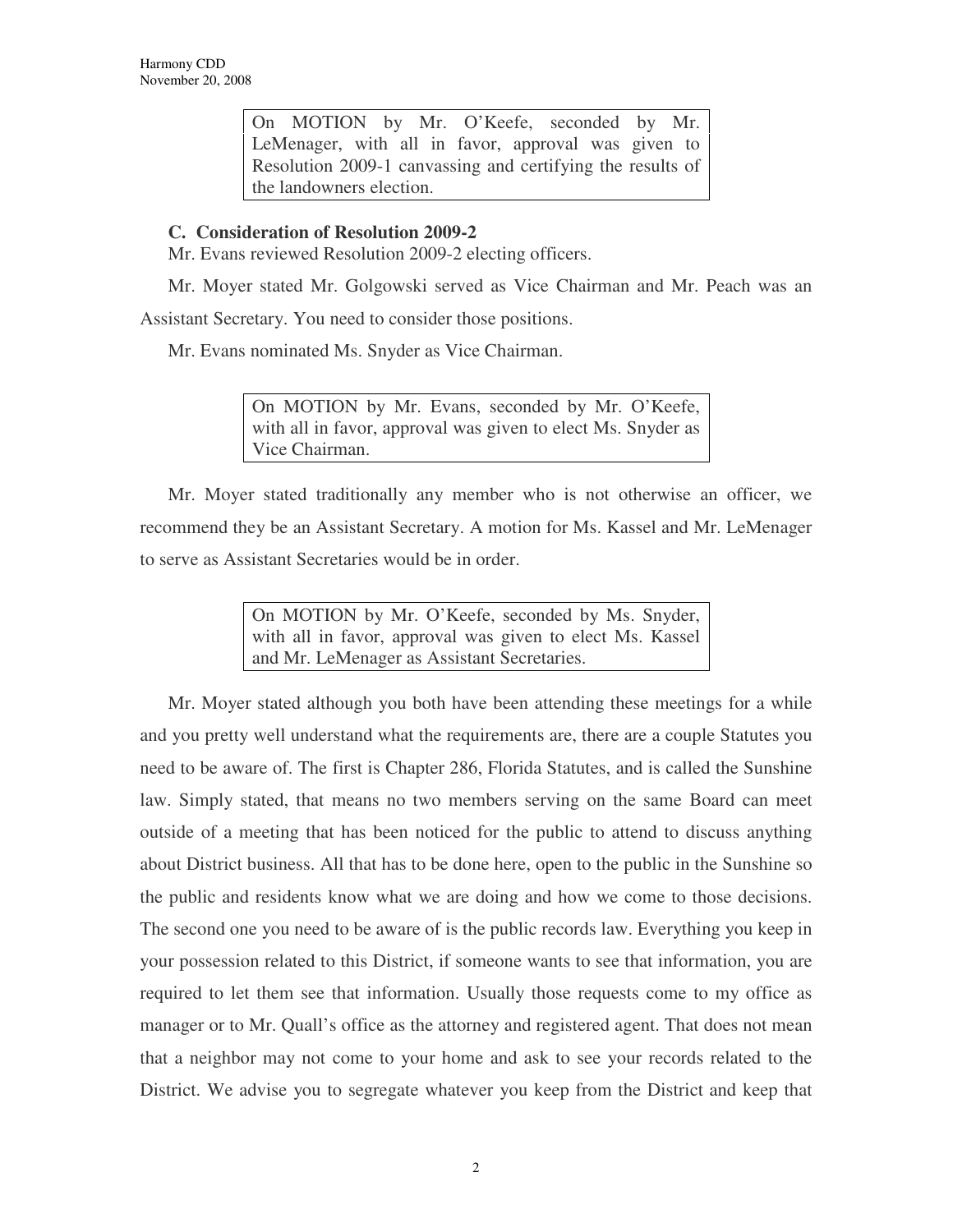> On MOTION by Mr. O'Keefe, seconded by Mr. LeMenager, with all in favor, approval was given to Resolution 2009-1 canvassing and certifying the results of the landowners election.

**C. Consideration of Resolution 2009-2**

Mr. Evans reviewed Resolution 2009-2 electing officers.

Mr. Moyer stated Mr. Golgowski served as Vice Chairman and Mr. Peach was an Assistant Secretary. You need to consider those positions.

Mr. Evans nominated Ms. Snyder as Vice Chairman.

> On MOTION by Mr. Evans, seconded by Mr. O'Keefe, with all in favor, approval was given to elect Ms. Snyder as Vice Chairman.

Mr. Moyer stated traditionally any member who is not otherwise an officer, we recommend they be an Assistant Secretary. A motion for Ms. Kassel and Mr. LeMenager to serve as Assistant Secretaries would be in order.

> On MOTION by Mr. O'Keefe, seconded by Ms. Snyder, with all in favor, approval was given to elect Ms. Kassel and Mr. LeMenager as Assistant Secretaries.

Mr. Moyer stated although you both have been attending these meetings for a while and you pretty well understand what the requirements are, there are a couple Statutes you need to be aware of. The first is Chapter 286, Florida Statutes, and is called the Sunshine law. Simply stated, that means no two members serving on the same Board can meet outside of a meeting that has been noticed for the public to attend to discuss anything about District business. All that has to be done here, open to the public in the Sunshine so the public and residents know what we are doing and how we come to those decisions. The second one you need to be aware of is the public records law. Everything you keep in your possession related to this District, if someone wants to see that information, you are required to let them see that information. Usually those requests come to my office as manager or to Mr. Quall's office as the attorney and registered agent. That does not mean that a neighbor may not come to your home and ask to see your records related to the District. We advise you to segregate whatever you keep from the District and keep that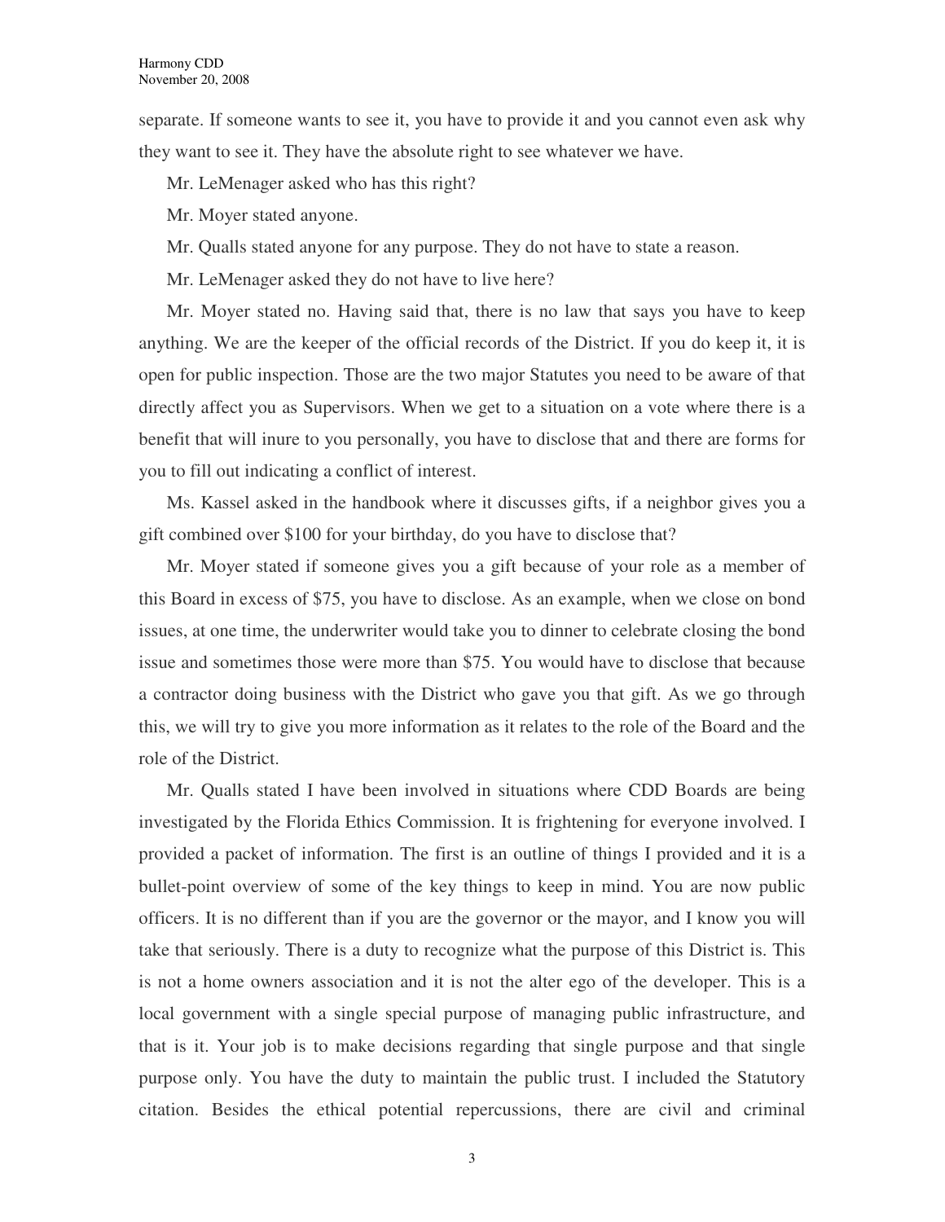separate. If someone wants to see it, you have to provide it and you cannot even ask why they want to see it. They have the absolute right to see whatever we have.

Mr. LeMenager asked who has this right?

Mr. Moyer stated anyone.

Mr. Qualls stated anyone for any purpose. They do not have to state a reason.

Mr. LeMenager asked they do not have to live here?

Mr. Moyer stated no. Having said that, there is no law that says you have to keep anything. We are the keeper of the official records of the District. If you do keep it, it is open for public inspection. Those are the two major Statutes you need to be aware of that directly affect you as Supervisors. When we get to a situation on a vote where there is a benefit that will inure to you personally, you have to disclose that and there are forms for you to fill out indicating a conflict of interest.

Ms. Kassel asked in the handbook where it discusses gifts, if a neighbor gives you a gift combined over $100 for your birthday, do you have to disclose that?

Mr. Moyer stated if someone gives you a gift because of your role as a member of this Board in excess of $75, you have to disclose. As an example, when we close on bond issues, at one time, the underwriter would take you to dinner to celebrate closing the bond issue and sometimes those were more than $75. You would have to disclose that because a contractor doing business with the District who gave you that gift. As we go through this, we will try to give you more information as it relates to the role of the Board and the role of the District.

Mr. Qualls stated I have been involved in situations where CDD Boards are being investigated by the Florida Ethics Commission. It is frightening for everyone involved. I provided a packet of information. The first is an outline of things I provided and it is a bullet-point overview of some of the key things to keep in mind. You are now public officers. It is no different than if you are the governor or the mayor, and I know you will take that seriously. There is a duty to recognize what the purpose of this District is. This is not a home owners association and it is not the alter ego of the developer. This is a local government with a single special purpose of managing public infrastructure, and that is it. Your job is to make decisions regarding that single purpose and that single purpose only. You have the duty to maintain the public trust. I included the Statutory citation. Besides the ethical potential repercussions, there are civil and criminal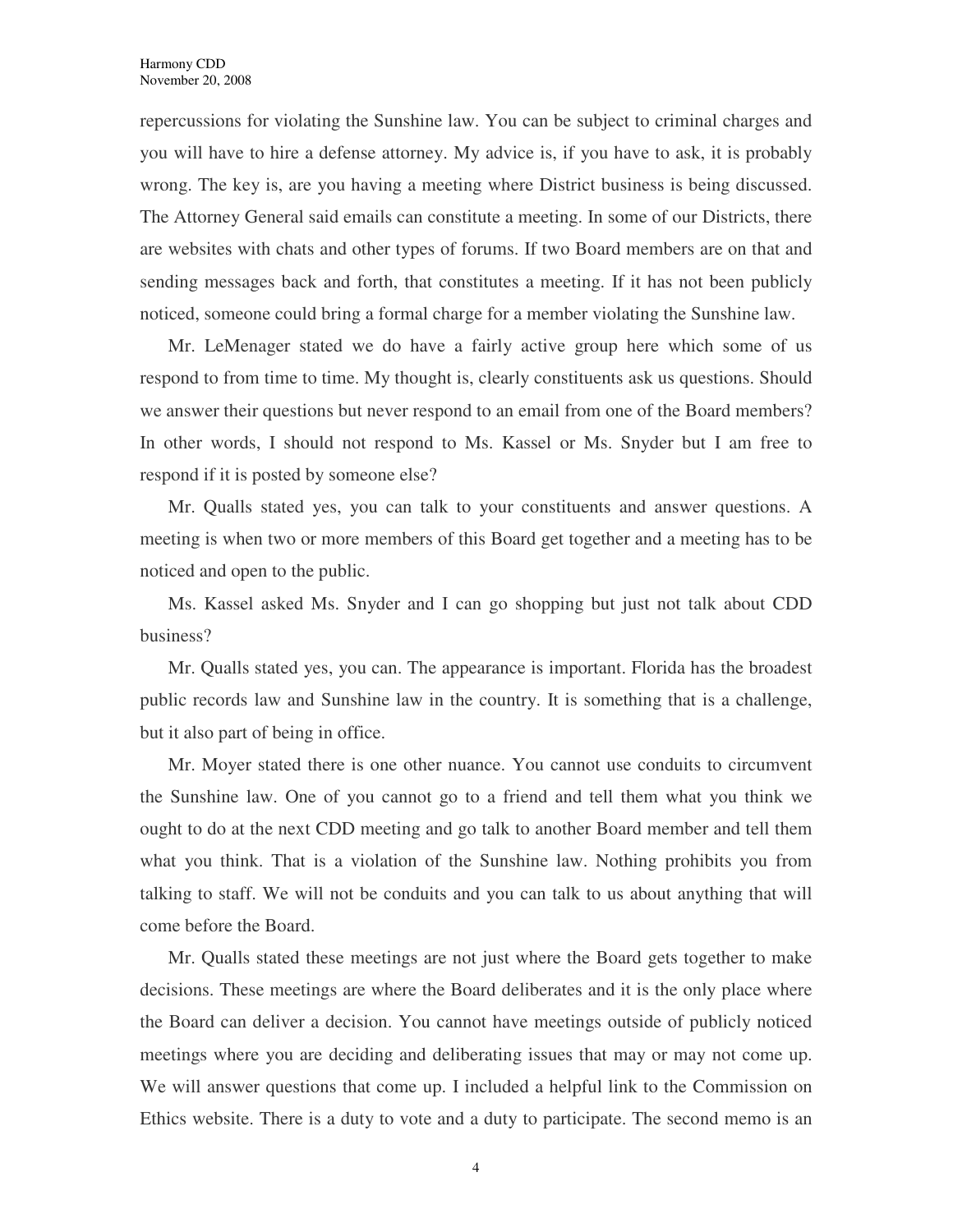repercussions for violating the Sunshine law. You can be subject to criminal charges and you will have to hire a defense attorney. My advice is, if you have to ask, it is probably wrong. The key is, are you having a meeting where District business is being discussed. The Attorney General said emails can constitute a meeting. In some of our Districts, there are websites with chats and other types of forums. If two Board members are on that and sending messages back and forth, that constitutes a meeting. If it has not been publicly noticed, someone could bring a formal charge for a member violating the Sunshine law.

Mr. LeMenager stated we do have a fairly active group here which some of us respond to from time to time. My thought is, clearly constituents ask us questions. Should we answer their questions but never respond to an email from one of the Board members? In other words, I should not respond to Ms. Kassel or Ms. Snyder but I am free to respond if it is posted by someone else?

Mr. Qualls stated yes, you can talk to your constituents and answer questions. A meeting is when two or more members of this Board get together and a meeting has to be noticed and open to the public.

Ms. Kassel asked Ms. Snyder and I can go shopping but just not talk about CDD business?

Mr. Qualls stated yes, you can. The appearance is important. Florida has the broadest public records law and Sunshine law in the country. It is something that is a challenge, but it also part of being in office.

Mr. Moyer stated there is one other nuance. You cannot use conduits to circumvent the Sunshine law. One of you cannot go to a friend and tell them what you think we ought to do at the next CDD meeting and go talk to another Board member and tell them what you think. That is a violation of the Sunshine law. Nothing prohibits you from talking to staff. We will not be conduits and you can talk to us about anything that will come before the Board.

Mr. Qualls stated these meetings are not just where the Board gets together to make decisions. These meetings are where the Board deliberates and it is the only place where the Board can deliver a decision. You cannot have meetings outside of publicly noticed meetings where you are deciding and deliberating issues that may or may not come up. We will answer questions that come up. I included a helpful link to the Commission on Ethics website. There is a duty to vote and a duty to participate. The second memo is an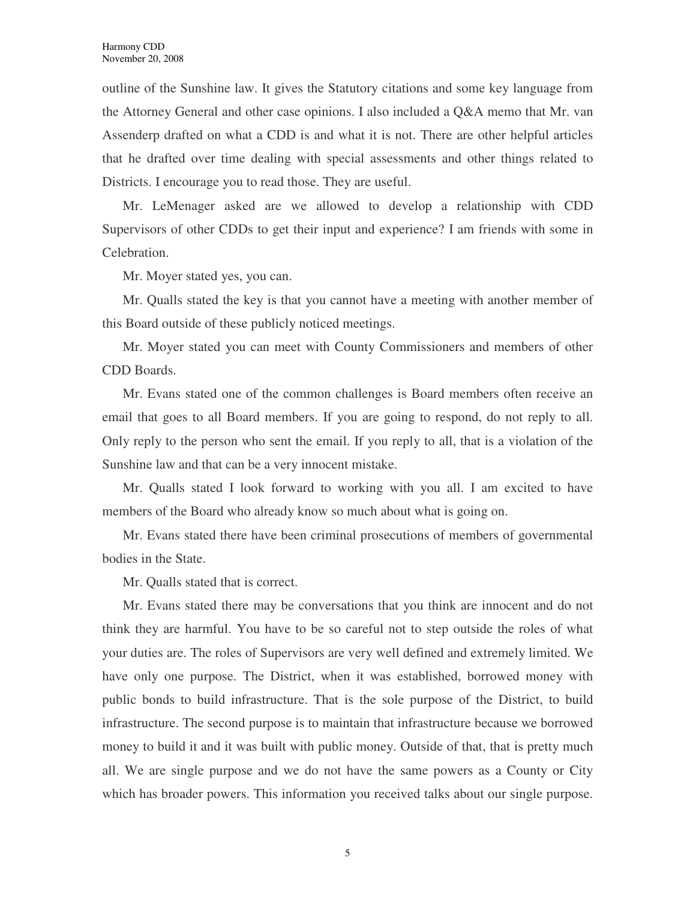outline of the Sunshine law. It gives the Statutory citations and some key language from the Attorney General and other case opinions. I also included a Q&A memo that Mr. van Assenderp drafted on what a CDD is and what it is not. There are other helpful articles that he drafted over time dealing with special assessments and other things related to Districts. I encourage you to read those. They are useful.

Mr. LeMenager asked are we allowed to develop a relationship with CDD Supervisors of other CDDs to get their input and experience? I am friends with some in Celebration.

Mr. Moyer stated yes, you can.

Mr. Qualls stated the key is that you cannot have a meeting with another member of this Board outside of these publicly noticed meetings.

Mr. Moyer stated you can meet with County Commissioners and members of other CDD Boards.

Mr. Evans stated one of the common challenges is Board members often receive an email that goes to all Board members. If you are going to respond, do not reply to all. Only reply to the person who sent the email. If you reply to all, that is a violation of the Sunshine law and that can be a very innocent mistake.

Mr. Qualls stated I look forward to working with you all. I am excited to have members of the Board who already know so much about what is going on.

Mr. Evans stated there have been criminal prosecutions of members of governmental bodies in the State.

Mr. Qualls stated that is correct.

Mr. Evans stated there may be conversations that you think are innocent and do not think they are harmful. You have to be so careful not to step outside the roles of what your duties are. The roles of Supervisors are very well defined and extremely limited. We have only one purpose. The District, when it was established, borrowed money with public bonds to build infrastructure. That is the sole purpose of the District, to build infrastructure. The second purpose is to maintain that infrastructure because we borrowed money to build it and it was built with public money. Outside of that, that is pretty much all. We are single purpose and we do not have the same powers as a County or City which has broader powers. This information you received talks about our single purpose.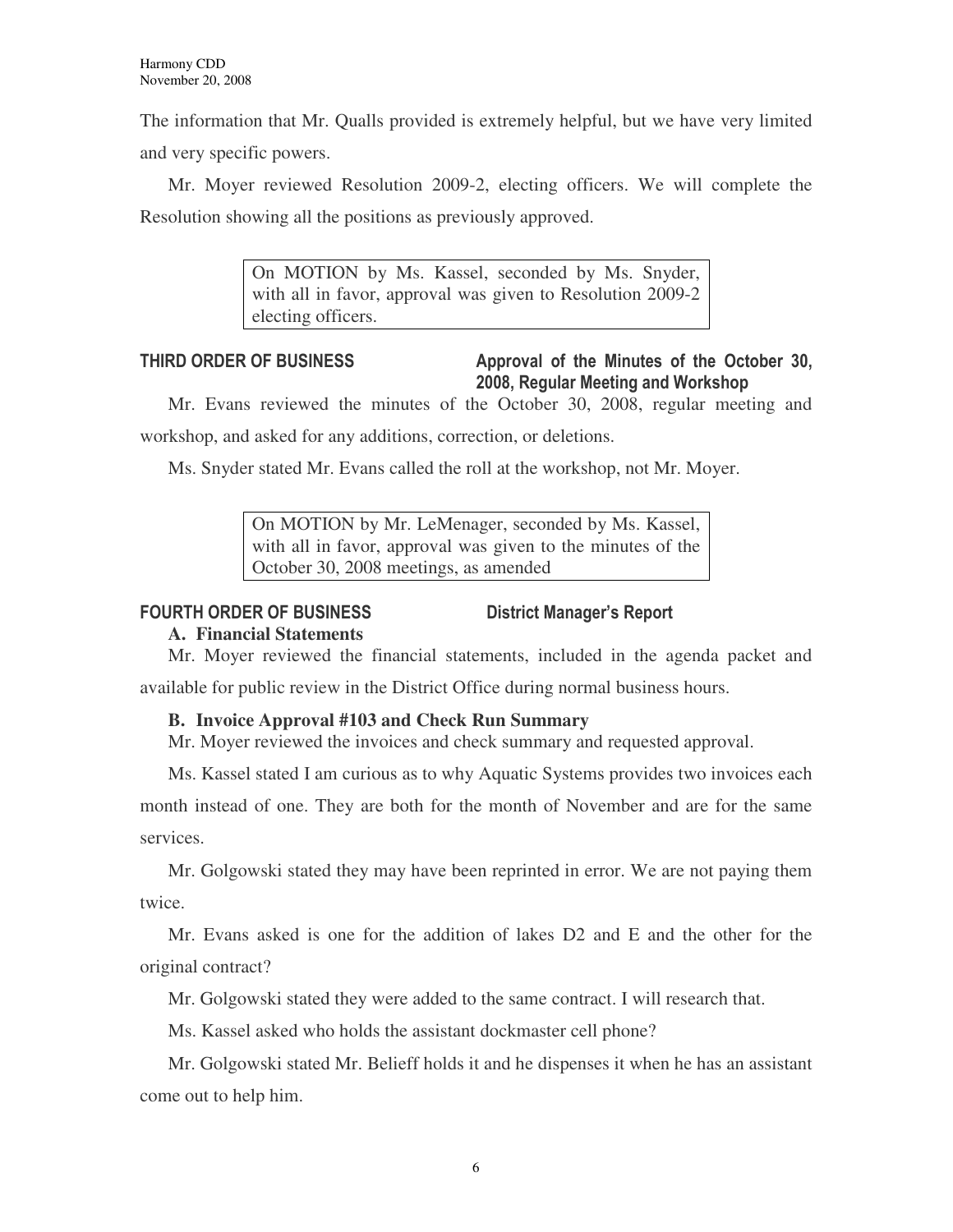The information that Mr. Qualls provided is extremely helpful, but we have very limited and very specific powers.

Mr. Moyer reviewed Resolution 2009-2, electing officers. We will complete the Resolution showing all the positions as previously approved.

> On MOTION by Ms. Kassel, seconded by Ms. Snyder, with all in favor, approval was given to Resolution 2009-2 electing officers.

## THIRD ORDER OF BUSINESS — Approval of the Minutes of the October 30, 2008, Regular Meeting and Workshop

Mr. Evans reviewed the minutes of the October 30, 2008, regular meeting and workshop, and asked for any additions, correction, or deletions.

Ms. Snyder stated Mr. Evans called the roll at the workshop, not Mr. Moyer.

> On MOTION by Mr. LeMenager, seconded by Ms. Kassel, with all in favor, approval was given to the minutes of the October 30, 2008 meetings, as amended

## FOURTH ORDER OF BUSINESS — District Manager's Report

### A. Financial Statements

Mr. Moyer reviewed the financial statements, included in the agenda packet and available for public review in the District Office during normal business hours.

### B. Invoice Approval #103 and Check Run Summary

Mr. Moyer reviewed the invoices and check summary and requested approval.

Ms. Kassel stated I am curious as to why Aquatic Systems provides two invoices each month instead of one. They are both for the month of November and are for the same services.

Mr. Golgowski stated they may have been reprinted in error. We are not paying them twice.

Mr. Evans asked is one for the addition of lakes D2 and E and the other for the original contract?

Mr. Golgowski stated they were added to the same contract. I will research that.

Ms. Kassel asked who holds the assistant dockmaster cell phone?

Mr. Golgowski stated Mr. Belieff holds it and he dispenses it when he has an assistant come out to help him.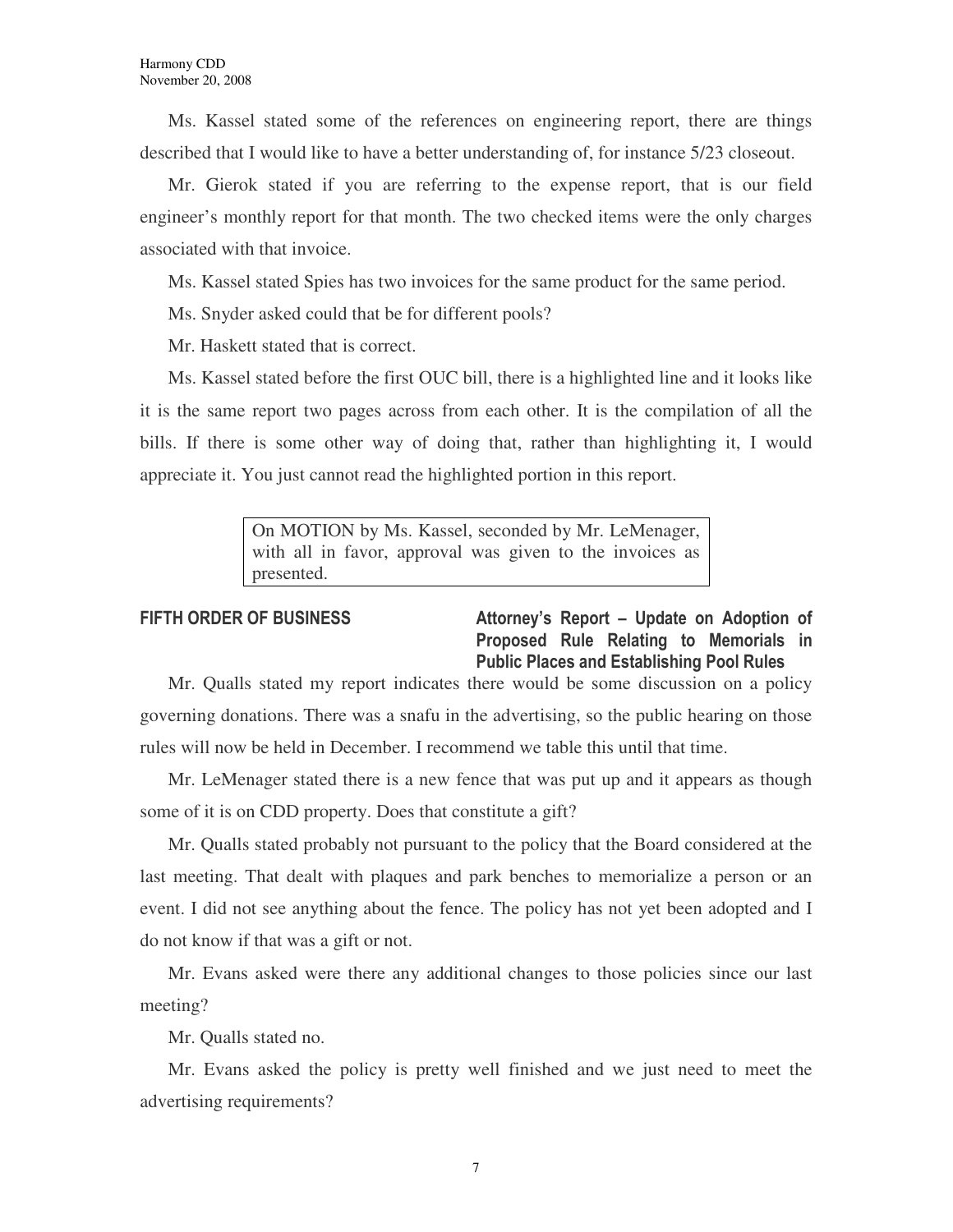Ms. Kassel stated some of the references on engineering report, there are things described that I would like to have a better understanding of, for instance 5/23 closeout.

Mr. Gierok stated if you are referring to the expense report, that is our field engineer's monthly report for that month. The two checked items were the only charges associated with that invoice.

Ms. Kassel stated Spies has two invoices for the same product for the same period.

Ms. Snyder asked could that be for different pools?

Mr. Haskett stated that is correct.

Ms. Kassel stated before the first OUC bill, there is a highlighted line and it looks like it is the same report two pages across from each other. It is the compilation of all the bills. If there is some other way of doing that, rather than highlighting it, I would appreciate it. You just cannot read the highlighted portion in this report.

> On MOTION by Ms. Kassel, seconded by Mr. LeMenager, with all in favor, approval was given to the invoices as presented.

**FIFTH ORDER OF BUSINESS** **Attorney's Report – Update on Adoption of Proposed Rule Relating to Memorials in Public Places and Establishing Pool Rules**

Mr. Qualls stated my report indicates there would be some discussion on a policy governing donations. There was a snafu in the advertising, so the public hearing on those rules will now be held in December. I recommend we table this until that time.

Mr. LeMenager stated there is a new fence that was put up and it appears as though some of it is on CDD property. Does that constitute a gift?

Mr. Qualls stated probably not pursuant to the policy that the Board considered at the last meeting. That dealt with plaques and park benches to memorialize a person or an event. I did not see anything about the fence. The policy has not yet been adopted and I do not know if that was a gift or not.

Mr. Evans asked were there any additional changes to those policies since our last meeting?

Mr. Qualls stated no.

Mr. Evans asked the policy is pretty well finished and we just need to meet the advertising requirements?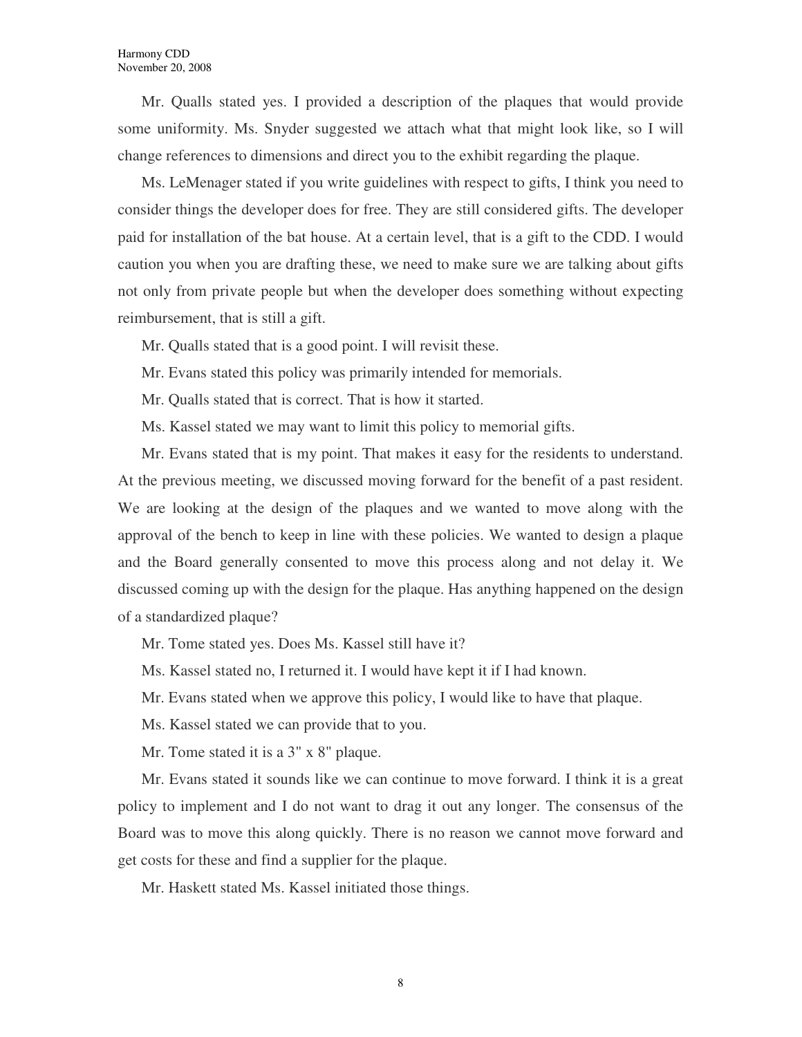Mr. Qualls stated yes. I provided a description of the plaques that would provide some uniformity. Ms. Snyder suggested we attach what that might look like, so I will change references to dimensions and direct you to the exhibit regarding the plaque.

Ms. LeMenager stated if you write guidelines with respect to gifts, I think you need to consider things the developer does for free. They are still considered gifts. The developer paid for installation of the bat house. At a certain level, that is a gift to the CDD. I would caution you when you are drafting these, we need to make sure we are talking about gifts not only from private people but when the developer does something without expecting reimbursement, that is still a gift.

Mr. Qualls stated that is a good point. I will revisit these.

Mr. Evans stated this policy was primarily intended for memorials.

Mr. Qualls stated that is correct. That is how it started.

Ms. Kassel stated we may want to limit this policy to memorial gifts.

Mr. Evans stated that is my point. That makes it easy for the residents to understand. At the previous meeting, we discussed moving forward for the benefit of a past resident. We are looking at the design of the plaques and we wanted to move along with the approval of the bench to keep in line with these policies. We wanted to design a plaque and the Board generally consented to move this process along and not delay it. We discussed coming up with the design for the plaque. Has anything happened on the design of a standardized plaque?

Mr. Tome stated yes. Does Ms. Kassel still have it?

Ms. Kassel stated no, I returned it. I would have kept it if I had known.

Mr. Evans stated when we approve this policy, I would like to have that plaque.

Ms. Kassel stated we can provide that to you.

Mr. Tome stated it is a 3" x 8" plaque.

Mr. Evans stated it sounds like we can continue to move forward. I think it is a great policy to implement and I do not want to drag it out any longer. The consensus of the Board was to move this along quickly. There is no reason we cannot move forward and get costs for these and find a supplier for the plaque.

Mr. Haskett stated Ms. Kassel initiated those things.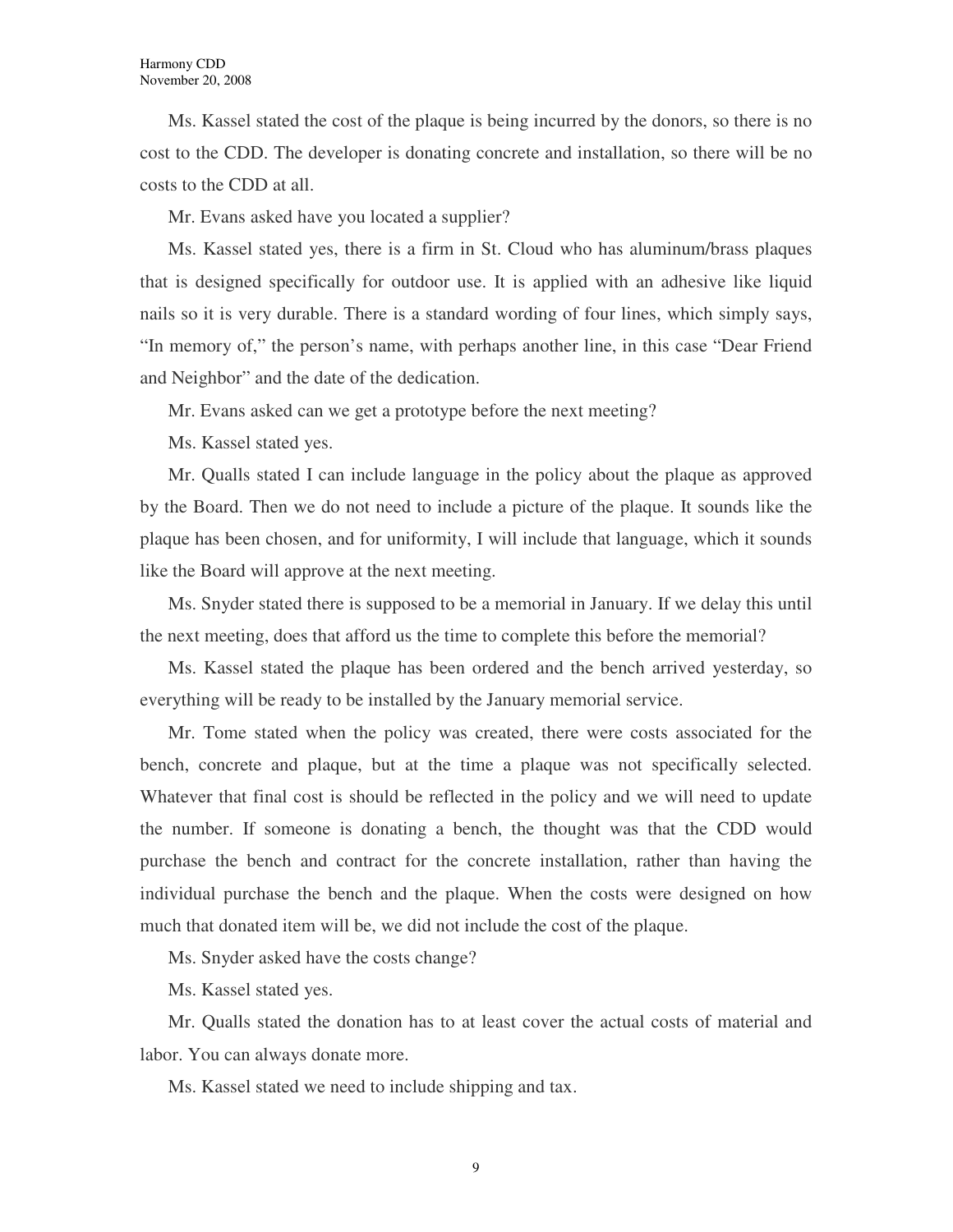Ms. Kassel stated the cost of the plaque is being incurred by the donors, so there is no cost to the CDD. The developer is donating concrete and installation, so there will be no costs to the CDD at all.

Mr. Evans asked have you located a supplier?

Ms. Kassel stated yes, there is a firm in St. Cloud who has aluminum/brass plaques that is designed specifically for outdoor use. It is applied with an adhesive like liquid nails so it is very durable. There is a standard wording of four lines, which simply says, "In memory of," the person's name, with perhaps another line, in this case "Dear Friend and Neighbor" and the date of the dedication.

Mr. Evans asked can we get a prototype before the next meeting?

Ms. Kassel stated yes.

Mr. Qualls stated I can include language in the policy about the plaque as approved by the Board. Then we do not need to include a picture of the plaque. It sounds like the plaque has been chosen, and for uniformity, I will include that language, which it sounds like the Board will approve at the next meeting.

Ms. Snyder stated there is supposed to be a memorial in January. If we delay this until the next meeting, does that afford us the time to complete this before the memorial?

Ms. Kassel stated the plaque has been ordered and the bench arrived yesterday, so everything will be ready to be installed by the January memorial service.

Mr. Tome stated when the policy was created, there were costs associated for the bench, concrete and plaque, but at the time a plaque was not specifically selected. Whatever that final cost is should be reflected in the policy and we will need to update the number. If someone is donating a bench, the thought was that the CDD would purchase the bench and contract for the concrete installation, rather than having the individual purchase the bench and the plaque. When the costs were designed on how much that donated item will be, we did not include the cost of the plaque.

Ms. Snyder asked have the costs change?

Ms. Kassel stated yes.

Mr. Qualls stated the donation has to at least cover the actual costs of material and labor. You can always donate more.

Ms. Kassel stated we need to include shipping and tax.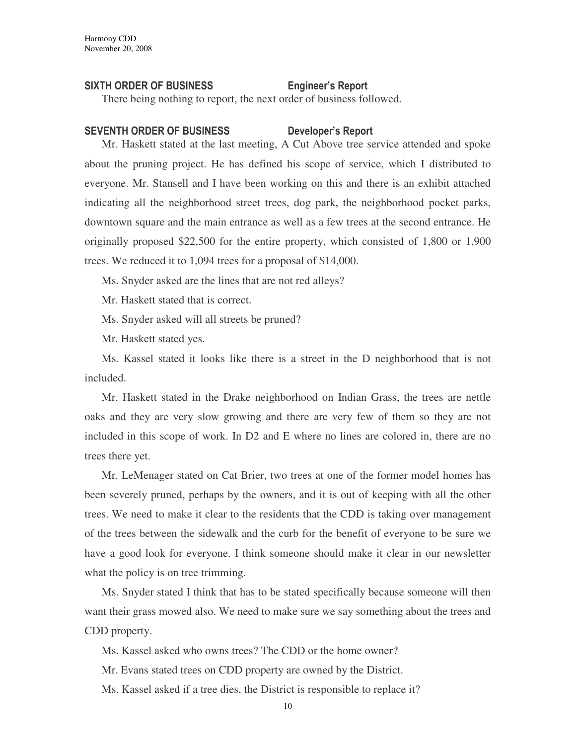**SIXTH ORDER OF BUSINESS Engineer's Report**

There being nothing to report, the next order of business followed.

**SEVENTH ORDER OF BUSINESS Developer's Report**

Mr. Haskett stated at the last meeting, A Cut Above tree service attended and spoke about the pruning project. He has defined his scope of service, which I distributed to everyone. Mr. Stansell and I have been working on this and there is an exhibit attached indicating all the neighborhood street trees, dog park, the neighborhood pocket parks, downtown square and the main entrance as well as a few trees at the second entrance. He originally proposed $22,500 for the entire property, which consisted of 1,800 or 1,900 trees. We reduced it to 1,094 trees for a proposal of $14,000.

Ms. Snyder asked are the lines that are not red alleys?

Mr. Haskett stated that is correct.

Ms. Snyder asked will all streets be pruned?

Mr. Haskett stated yes.

Ms. Kassel stated it looks like there is a street in the D neighborhood that is not included.

Mr. Haskett stated in the Drake neighborhood on Indian Grass, the trees are nettle oaks and they are very slow growing and there are very few of them so they are not included in this scope of work. In D2 and E where no lines are colored in, there are no trees there yet.

Mr. LeMenager stated on Cat Brier, two trees at one of the former model homes has been severely pruned, perhaps by the owners, and it is out of keeping with all the other trees. We need to make it clear to the residents that the CDD is taking over management of the trees between the sidewalk and the curb for the benefit of everyone to be sure we have a good look for everyone. I think someone should make it clear in our newsletter what the policy is on tree trimming.

Ms. Snyder stated I think that has to be stated specifically because someone will then want their grass mowed also. We need to make sure we say something about the trees and CDD property.

Ms. Kassel asked who owns trees? The CDD or the home owner?

Mr. Evans stated trees on CDD property are owned by the District.

Ms. Kassel asked if a tree dies, the District is responsible to replace it?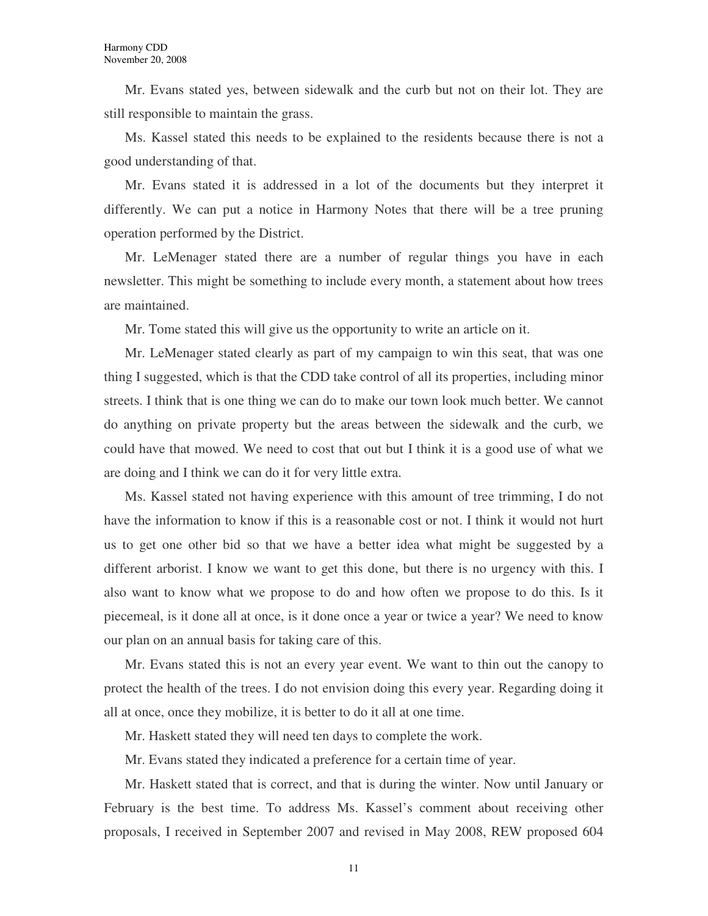Mr. Evans stated yes, between sidewalk and the curb but not on their lot. They are still responsible to maintain the grass.

Ms. Kassel stated this needs to be explained to the residents because there is not a good understanding of that.

Mr. Evans stated it is addressed in a lot of the documents but they interpret it differently. We can put a notice in Harmony Notes that there will be a tree pruning operation performed by the District.

Mr. LeMenager stated there are a number of regular things you have in each newsletter. This might be something to include every month, a statement about how trees are maintained.

Mr. Tome stated this will give us the opportunity to write an article on it.

Mr. LeMenager stated clearly as part of my campaign to win this seat, that was one thing I suggested, which is that the CDD take control of all its properties, including minor streets. I think that is one thing we can do to make our town look much better. We cannot do anything on private property but the areas between the sidewalk and the curb, we could have that mowed. We need to cost that out but I think it is a good use of what we are doing and I think we can do it for very little extra.

Ms. Kassel stated not having experience with this amount of tree trimming, I do not have the information to know if this is a reasonable cost or not. I think it would not hurt us to get one other bid so that we have a better idea what might be suggested by a different arborist. I know we want to get this done, but there is no urgency with this. I also want to know what we propose to do and how often we propose to do this. Is it piecemeal, is it done all at once, is it done once a year or twice a year? We need to know our plan on an annual basis for taking care of this.

Mr. Evans stated this is not an every year event. We want to thin out the canopy to protect the health of the trees. I do not envision doing this every year. Regarding doing it all at once, once they mobilize, it is better to do it all at one time.

Mr. Haskett stated they will need ten days to complete the work.

Mr. Evans stated they indicated a preference for a certain time of year.

Mr. Haskett stated that is correct, and that is during the winter. Now until January or February is the best time. To address Ms. Kassel's comment about receiving other proposals, I received in September 2007 and revised in May 2008, REW proposed 604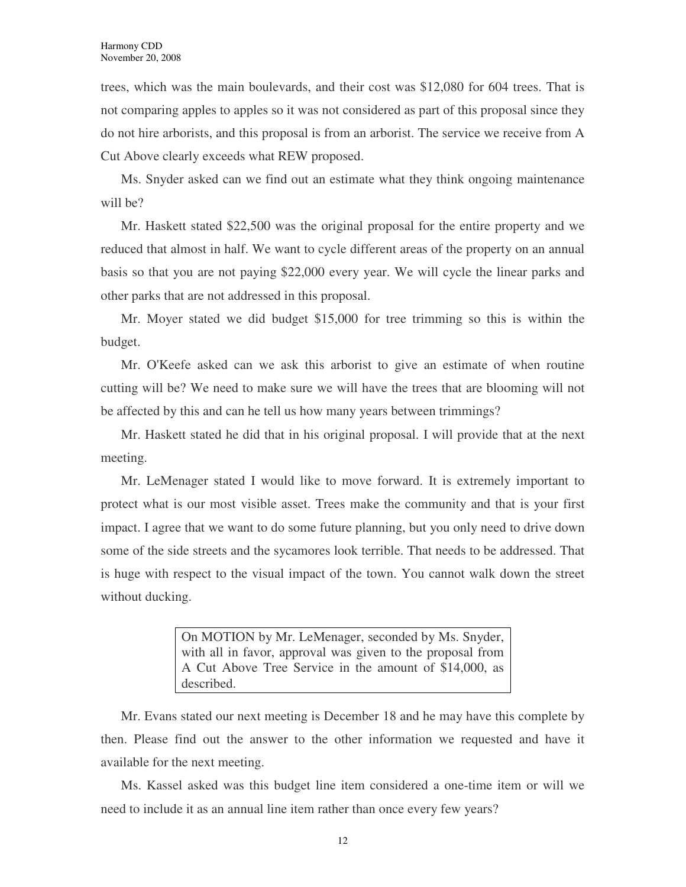trees, which was the main boulevards, and their cost was $12,080 for 604 trees. That is not comparing apples to apples so it was not considered as part of this proposal since they do not hire arborists, and this proposal is from an arborist. The service we receive from A Cut Above clearly exceeds what REW proposed.

Ms. Snyder asked can we find out an estimate what they think ongoing maintenance will be?

Mr. Haskett stated $22,500 was the original proposal for the entire property and we reduced that almost in half. We want to cycle different areas of the property on an annual basis so that you are not paying $22,000 every year. We will cycle the linear parks and other parks that are not addressed in this proposal.

Mr. Moyer stated we did budget $15,000 for tree trimming so this is within the budget.

Mr. O'Keefe asked can we ask this arborist to give an estimate of when routine cutting will be? We need to make sure we will have the trees that are blooming will not be affected by this and can he tell us how many years between trimmings?

Mr. Haskett stated he did that in his original proposal. I will provide that at the next meeting.

Mr. LeMenager stated I would like to move forward. It is extremely important to protect what is our most visible asset. Trees make the community and that is your first impact. I agree that we want to do some future planning, but you only need to drive down some of the side streets and the sycamores look terrible. That needs to be addressed. That is huge with respect to the visual impact of the town. You cannot walk down the street without ducking.

> On MOTION by Mr. LeMenager, seconded by Ms. Snyder, with all in favor, approval was given to the proposal from A Cut Above Tree Service in the amount of $14,000, as described.

Mr. Evans stated our next meeting is December 18 and he may have this complete by then. Please find out the answer to the other information we requested and have it available for the next meeting.

Ms. Kassel asked was this budget line item considered a one-time item or will we need to include it as an annual line item rather than once every few years?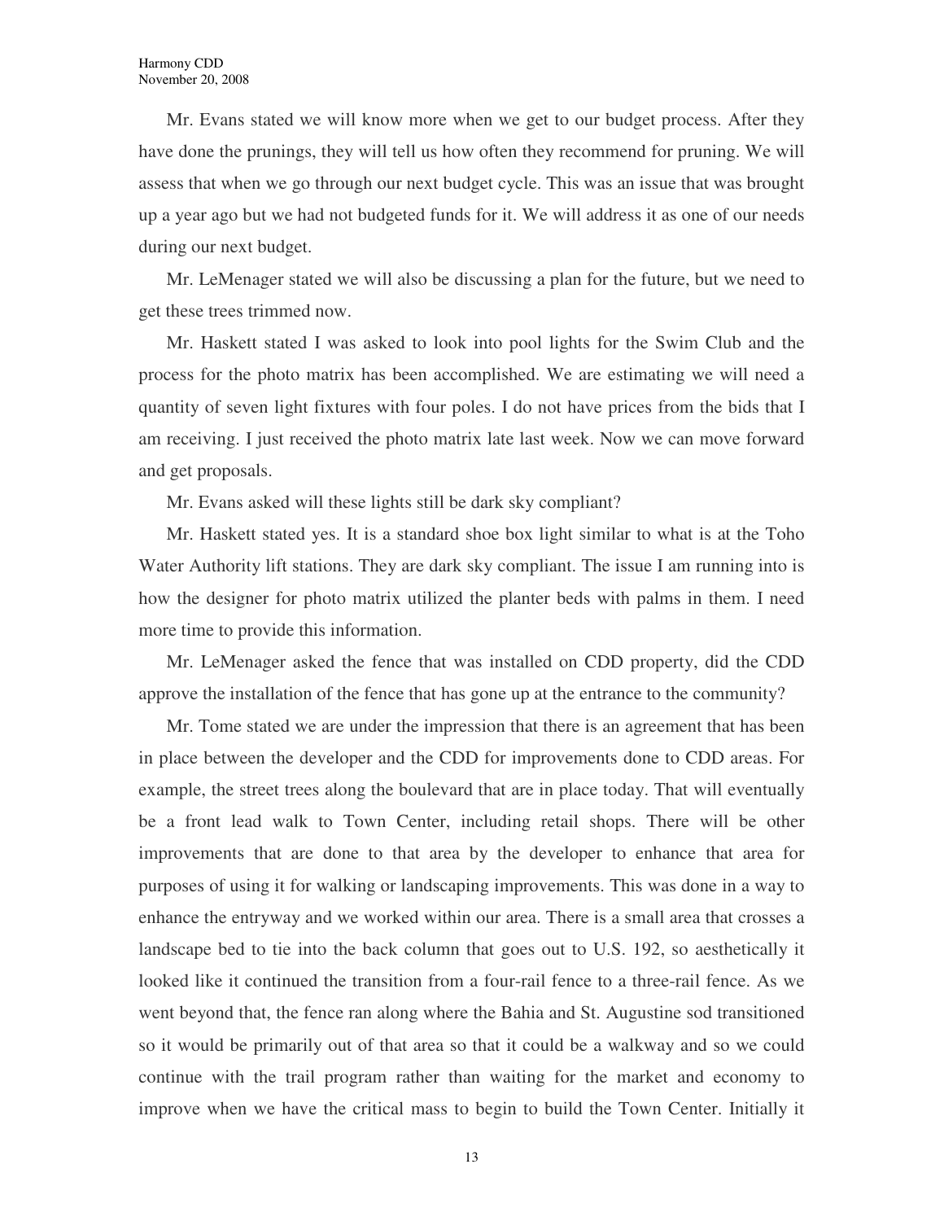Mr. Evans stated we will know more when we get to our budget process. After they have done the prunings, they will tell us how often they recommend for pruning. We will assess that when we go through our next budget cycle. This was an issue that was brought up a year ago but we had not budgeted funds for it. We will address it as one of our needs during our next budget.

Mr. LeMenager stated we will also be discussing a plan for the future, but we need to get these trees trimmed now.

Mr. Haskett stated I was asked to look into pool lights for the Swim Club and the process for the photo matrix has been accomplished. We are estimating we will need a quantity of seven light fixtures with four poles. I do not have prices from the bids that I am receiving. I just received the photo matrix late last week. Now we can move forward and get proposals.

Mr. Evans asked will these lights still be dark sky compliant?

Mr. Haskett stated yes. It is a standard shoe box light similar to what is at the Toho Water Authority lift stations. They are dark sky compliant. The issue I am running into is how the designer for photo matrix utilized the planter beds with palms in them. I need more time to provide this information.

Mr. LeMenager asked the fence that was installed on CDD property, did the CDD approve the installation of the fence that has gone up at the entrance to the community?

Mr. Tome stated we are under the impression that there is an agreement that has been in place between the developer and the CDD for improvements done to CDD areas. For example, the street trees along the boulevard that are in place today. That will eventually be a front lead walk to Town Center, including retail shops. There will be other improvements that are done to that area by the developer to enhance that area for purposes of using it for walking or landscaping improvements. This was done in a way to enhance the entryway and we worked within our area. There is a small area that crosses a landscape bed to tie into the back column that goes out to U.S. 192, so aesthetically it looked like it continued the transition from a four-rail fence to a three-rail fence. As we went beyond that, the fence ran along where the Bahia and St. Augustine sod transitioned so it would be primarily out of that area so that it could be a walkway and so we could continue with the trail program rather than waiting for the market and economy to improve when we have the critical mass to begin to build the Town Center. Initially it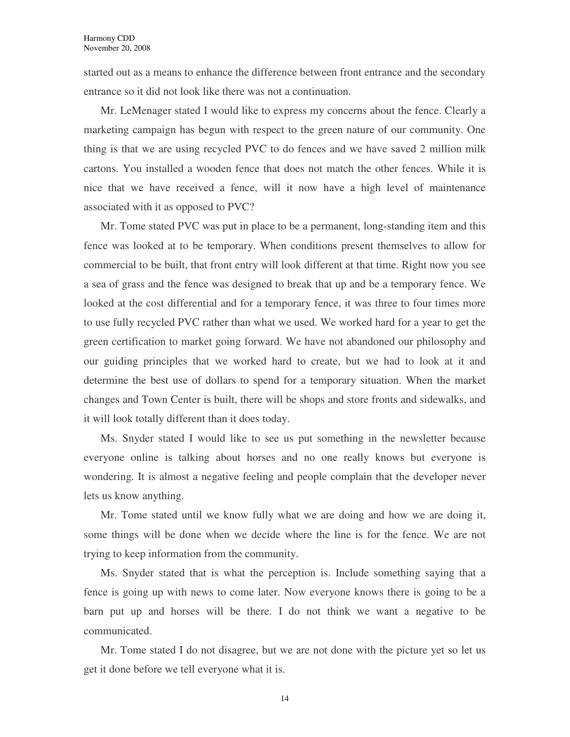started out as a means to enhance the difference between front entrance and the secondary entrance so it did not look like there was not a continuation.

Mr. LeMenager stated I would like to express my concerns about the fence. Clearly a marketing campaign has begun with respect to the green nature of our community. One thing is that we are using recycled PVC to do fences and we have saved 2 million milk cartons. You installed a wooden fence that does not match the other fences. While it is nice that we have received a fence, will it now have a high level of maintenance associated with it as opposed to PVC?

Mr. Tome stated PVC was put in place to be a permanent, long-standing item and this fence was looked at to be temporary. When conditions present themselves to allow for commercial to be built, that front entry will look different at that time. Right now you see a sea of grass and the fence was designed to break that up and be a temporary fence. We looked at the cost differential and for a temporary fence, it was three to four times more to use fully recycled PVC rather than what we used. We worked hard for a year to get the green certification to market going forward. We have not abandoned our philosophy and our guiding principles that we worked hard to create, but we had to look at it and determine the best use of dollars to spend for a temporary situation. When the market changes and Town Center is built, there will be shops and store fronts and sidewalks, and it will look totally different than it does today.

Ms. Snyder stated I would like to see us put something in the newsletter because everyone online is talking about horses and no one really knows but everyone is wondering. It is almost a negative feeling and people complain that the developer never lets us know anything.

Mr. Tome stated until we know fully what we are doing and how we are doing it, some things will be done when we decide where the line is for the fence. We are not trying to keep information from the community.

Ms. Snyder stated that is what the perception is. Include something saying that a fence is going up with news to come later. Now everyone knows there is going to be a barn put up and horses will be there. I do not think we want a negative to be communicated.

Mr. Tome stated I do not disagree, but we are not done with the picture yet so let us get it done before we tell everyone what it is.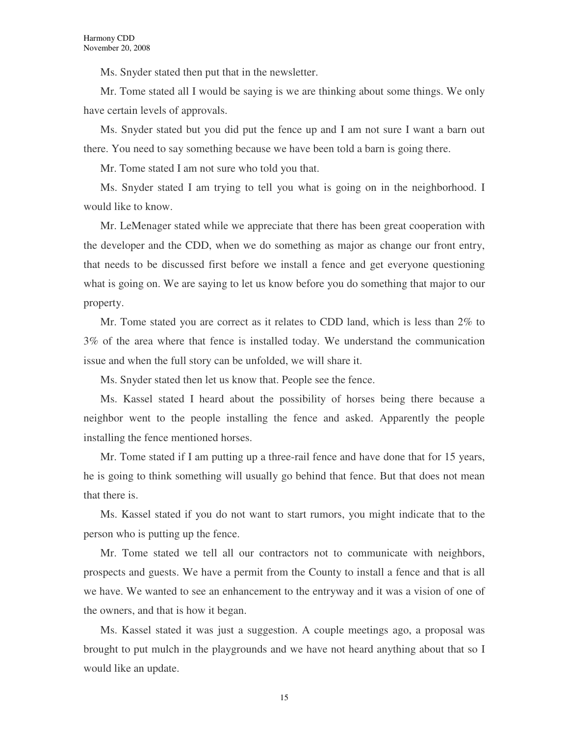Ms. Snyder stated then put that in the newsletter.

Mr. Tome stated all I would be saying is we are thinking about some things. We only have certain levels of approvals.

Ms. Snyder stated but you did put the fence up and I am not sure I want a barn out there. You need to say something because we have been told a barn is going there.

Mr. Tome stated I am not sure who told you that.

Ms. Snyder stated I am trying to tell you what is going on in the neighborhood. I would like to know.

Mr. LeMenager stated while we appreciate that there has been great cooperation with the developer and the CDD, when we do something as major as change our front entry, that needs to be discussed first before we install a fence and get everyone questioning what is going on. We are saying to let us know before you do something that major to our property.

Mr. Tome stated you are correct as it relates to CDD land, which is less than 2% to 3% of the area where that fence is installed today. We understand the communication issue and when the full story can be unfolded, we will share it.

Ms. Snyder stated then let us know that. People see the fence.

Ms. Kassel stated I heard about the possibility of horses being there because a neighbor went to the people installing the fence and asked. Apparently the people installing the fence mentioned horses.

Mr. Tome stated if I am putting up a three-rail fence and have done that for 15 years, he is going to think something will usually go behind that fence. But that does not mean that there is.

Ms. Kassel stated if you do not want to start rumors, you might indicate that to the person who is putting up the fence.

Mr. Tome stated we tell all our contractors not to communicate with neighbors, prospects and guests. We have a permit from the County to install a fence and that is all we have. We wanted to see an enhancement to the entryway and it was a vision of one of the owners, and that is how it began.

Ms. Kassel stated it was just a suggestion. A couple meetings ago, a proposal was brought to put mulch in the playgrounds and we have not heard anything about that so I would like an update.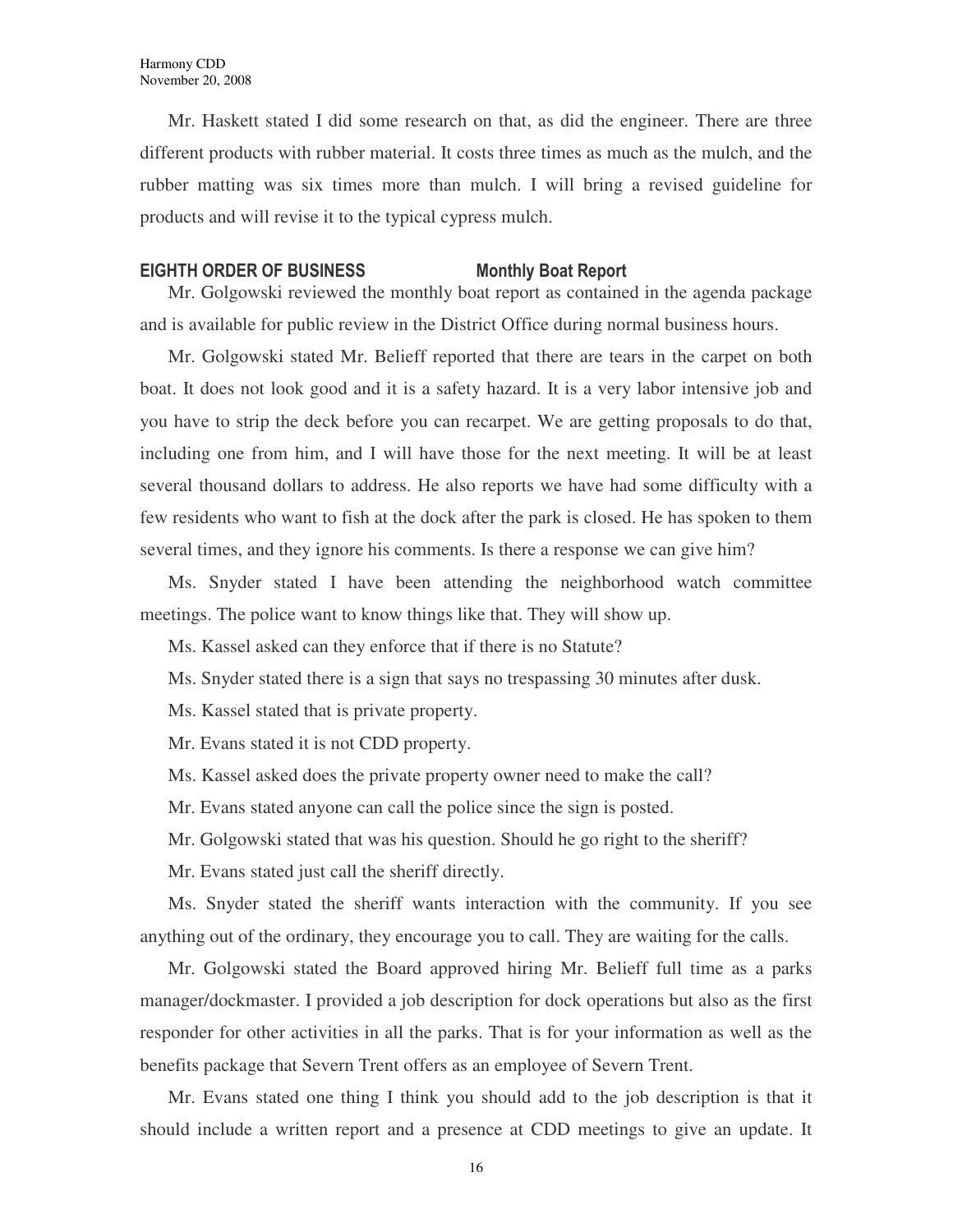Mr. Haskett stated I did some research on that, as did the engineer. There are three different products with rubber material. It costs three times as much as the mulch, and the rubber matting was six times more than mulch. I will bring a revised guideline for products and will revise it to the typical cypress mulch.

**EIGHTH ORDER OF BUSINESS Monthly Boat Report**

Mr. Golgowski reviewed the monthly boat report as contained in the agenda package and is available for public review in the District Office during normal business hours.

Mr. Golgowski stated Mr. Belieff reported that there are tears in the carpet on both boat. It does not look good and it is a safety hazard. It is a very labor intensive job and you have to strip the deck before you can recarpet. We are getting proposals to do that, including one from him, and I will have those for the next meeting. It will be at least several thousand dollars to address. He also reports we have had some difficulty with a few residents who want to fish at the dock after the park is closed. He has spoken to them several times, and they ignore his comments. Is there a response we can give him?

Ms. Snyder stated I have been attending the neighborhood watch committee meetings. The police want to know things like that. They will show up.

Ms. Kassel asked can they enforce that if there is no Statute?

Ms. Snyder stated there is a sign that says no trespassing 30 minutes after dusk.

Ms. Kassel stated that is private property.

Mr. Evans stated it is not CDD property.

Ms. Kassel asked does the private property owner need to make the call?

Mr. Evans stated anyone can call the police since the sign is posted.

Mr. Golgowski stated that was his question. Should he go right to the sheriff?

Mr. Evans stated just call the sheriff directly.

Ms. Snyder stated the sheriff wants interaction with the community. If you see anything out of the ordinary, they encourage you to call. They are waiting for the calls.

Mr. Golgowski stated the Board approved hiring Mr. Belieff full time as a parks manager/dockmaster. I provided a job description for dock operations but also as the first responder for other activities in all the parks. That is for your information as well as the benefits package that Severn Trent offers as an employee of Severn Trent.

Mr. Evans stated one thing I think you should add to the job description is that it should include a written report and a presence at CDD meetings to give an update. It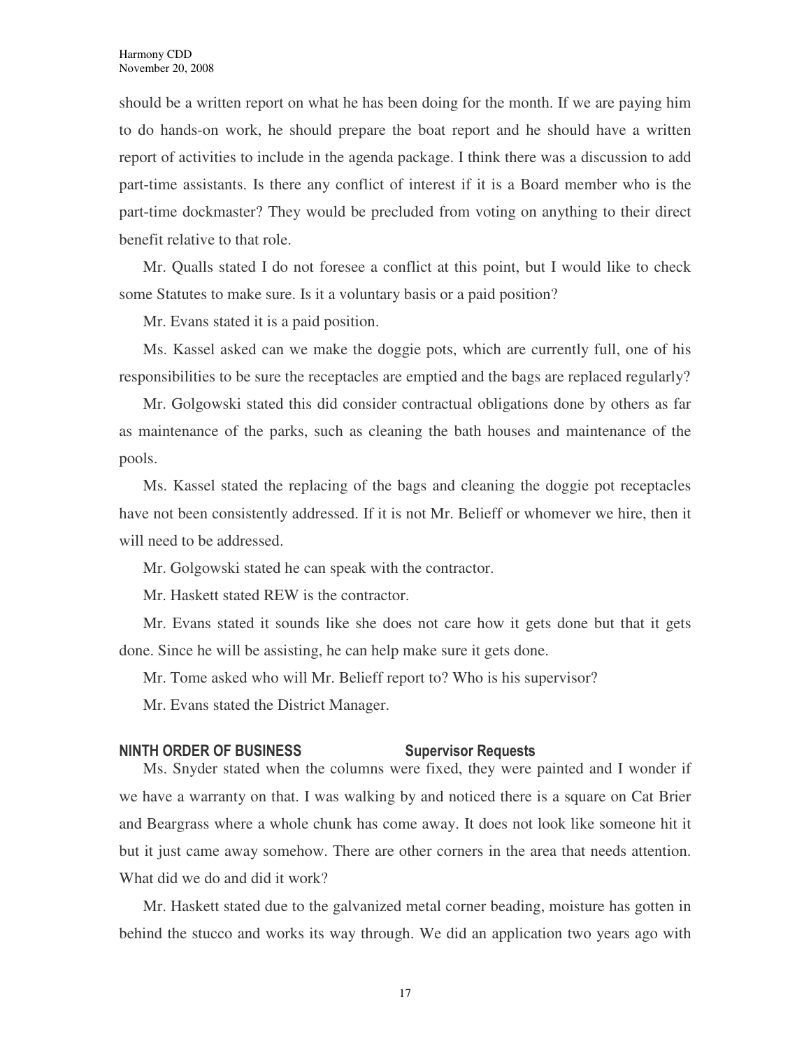should be a written report on what he has been doing for the month. If we are paying him to do hands-on work, he should prepare the boat report and he should have a written report of activities to include in the agenda package. I think there was a discussion to add part-time assistants. Is there any conflict of interest if it is a Board member who is the part-time dockmaster? They would be precluded from voting on anything to their direct benefit relative to that role.

Mr. Qualls stated I do not foresee a conflict at this point, but I would like to check some Statutes to make sure. Is it a voluntary basis or a paid position?

Mr. Evans stated it is a paid position.

Ms. Kassel asked can we make the doggie pots, which are currently full, one of his responsibilities to be sure the receptacles are emptied and the bags are replaced regularly?

Mr. Golgowski stated this did consider contractual obligations done by others as far as maintenance of the parks, such as cleaning the bath houses and maintenance of the pools.

Ms. Kassel stated the replacing of the bags and cleaning the doggie pot receptacles have not been consistently addressed. If it is not Mr. Belieff or whomever we hire, then it will need to be addressed.

Mr. Golgowski stated he can speak with the contractor.

Mr. Haskett stated REW is the contractor.

Mr. Evans stated it sounds like she does not care how it gets done but that it gets done. Since he will be assisting, he can help make sure it gets done.

Mr. Tome asked who will Mr. Belieff report to? Who is his supervisor?

Mr. Evans stated the District Manager.

## NINTH ORDER OF BUSINESS — Supervisor Requests

Ms. Snyder stated when the columns were fixed, they were painted and I wonder if we have a warranty on that. I was walking by and noticed there is a square on Cat Brier and Beargrass where a whole chunk has come away. It does not look like someone hit it but it just came away somehow. There are other corners in the area that needs attention. What did we do and did it work?

Mr. Haskett stated due to the galvanized metal corner beading, moisture has gotten in behind the stucco and works its way through. We did an application two years ago with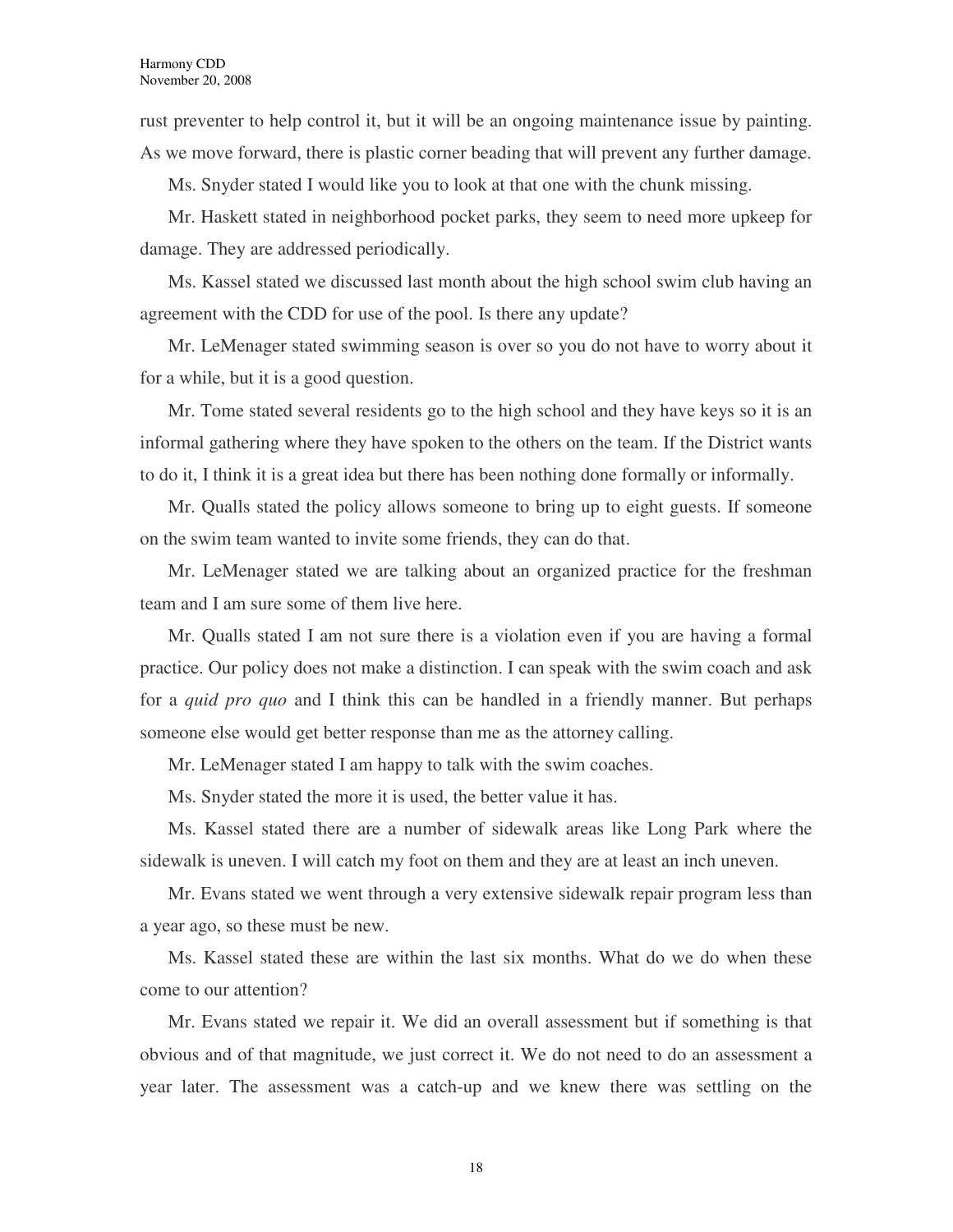rust preventer to help control it, but it will be an ongoing maintenance issue by painting. As we move forward, there is plastic corner beading that will prevent any further damage.

Ms. Snyder stated I would like you to look at that one with the chunk missing.

Mr. Haskett stated in neighborhood pocket parks, they seem to need more upkeep for damage. They are addressed periodically.

Ms. Kassel stated we discussed last month about the high school swim club having an agreement with the CDD for use of the pool. Is there any update?

Mr. LeMenager stated swimming season is over so you do not have to worry about it for a while, but it is a good question.

Mr. Tome stated several residents go to the high school and they have keys so it is an informal gathering where they have spoken to the others on the team. If the District wants to do it, I think it is a great idea but there has been nothing done formally or informally.

Mr. Qualls stated the policy allows someone to bring up to eight guests. If someone on the swim team wanted to invite some friends, they can do that.

Mr. LeMenager stated we are talking about an organized practice for the freshman team and I am sure some of them live here.

Mr. Qualls stated I am not sure there is a violation even if you are having a formal practice. Our policy does not make a distinction. I can speak with the swim coach and ask for a *quid pro quo* and I think this can be handled in a friendly manner. But perhaps someone else would get better response than me as the attorney calling.

Mr. LeMenager stated I am happy to talk with the swim coaches.

Ms. Snyder stated the more it is used, the better value it has.

Ms. Kassel stated there are a number of sidewalk areas like Long Park where the sidewalk is uneven. I will catch my foot on them and they are at least an inch uneven.

Mr. Evans stated we went through a very extensive sidewalk repair program less than a year ago, so these must be new.

Ms. Kassel stated these are within the last six months. What do we do when these come to our attention?

Mr. Evans stated we repair it. We did an overall assessment but if something is that obvious and of that magnitude, we just correct it. We do not need to do an assessment a year later. The assessment was a catch-up and we knew there was settling on the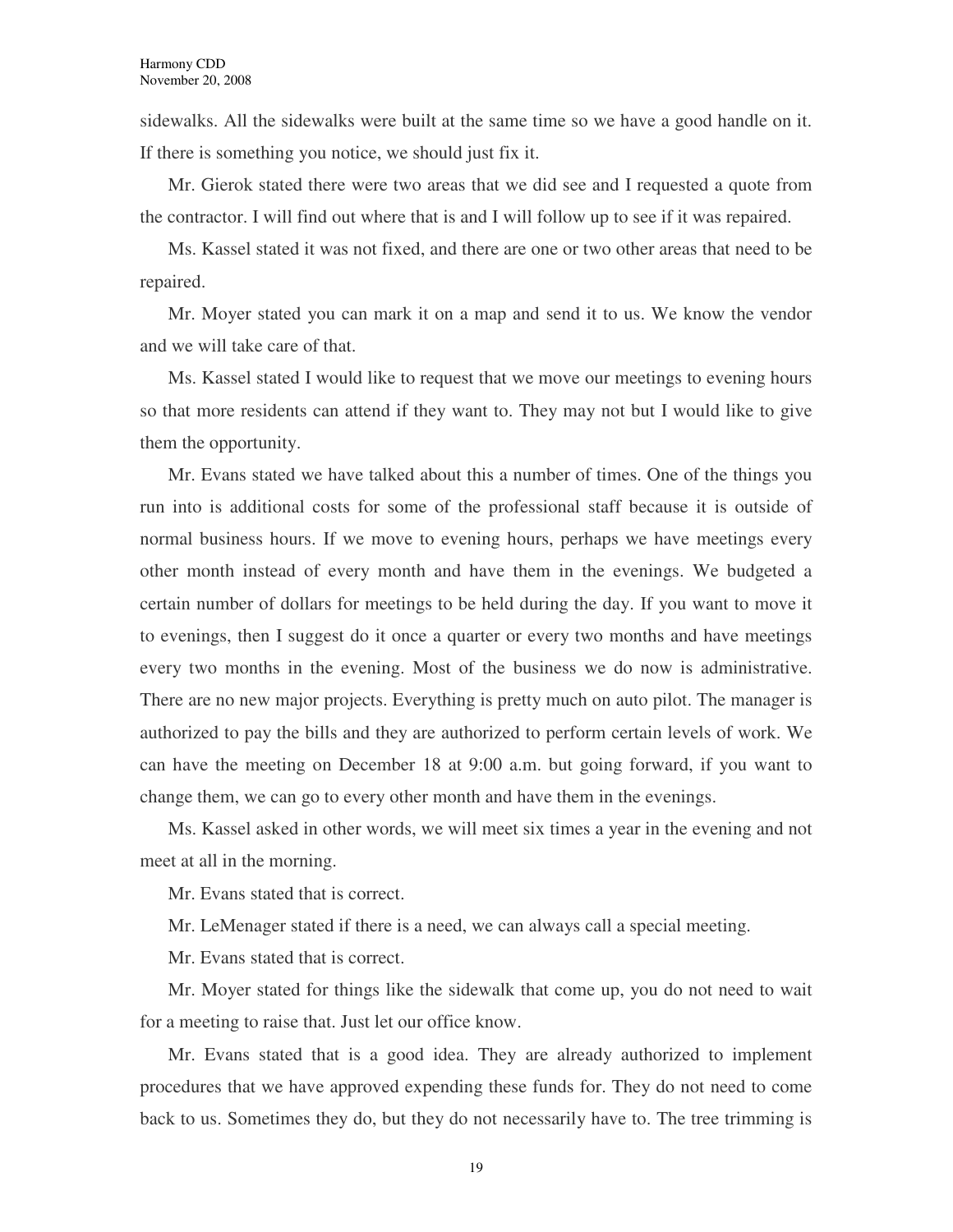sidewalks. All the sidewalks were built at the same time so we have a good handle on it. If there is something you notice, we should just fix it.

Mr. Gierok stated there were two areas that we did see and I requested a quote from the contractor. I will find out where that is and I will follow up to see if it was repaired.

Ms. Kassel stated it was not fixed, and there are one or two other areas that need to be repaired.

Mr. Moyer stated you can mark it on a map and send it to us. We know the vendor and we will take care of that.

Ms. Kassel stated I would like to request that we move our meetings to evening hours so that more residents can attend if they want to. They may not but I would like to give them the opportunity.

Mr. Evans stated we have talked about this a number of times. One of the things you run into is additional costs for some of the professional staff because it is outside of normal business hours. If we move to evening hours, perhaps we have meetings every other month instead of every month and have them in the evenings. We budgeted a certain number of dollars for meetings to be held during the day. If you want to move it to evenings, then I suggest do it once a quarter or every two months and have meetings every two months in the evening. Most of the business we do now is administrative. There are no new major projects. Everything is pretty much on auto pilot. The manager is authorized to pay the bills and they are authorized to perform certain levels of work. We can have the meeting on December 18 at 9:00 a.m. but going forward, if you want to change them, we can go to every other month and have them in the evenings.

Ms. Kassel asked in other words, we will meet six times a year in the evening and not meet at all in the morning.

Mr. Evans stated that is correct.

Mr. LeMenager stated if there is a need, we can always call a special meeting.

Mr. Evans stated that is correct.

Mr. Moyer stated for things like the sidewalk that come up, you do not need to wait for a meeting to raise that. Just let our office know.

Mr. Evans stated that is a good idea. They are already authorized to implement procedures that we have approved expending these funds for. They do not need to come back to us. Sometimes they do, but they do not necessarily have to. The tree trimming is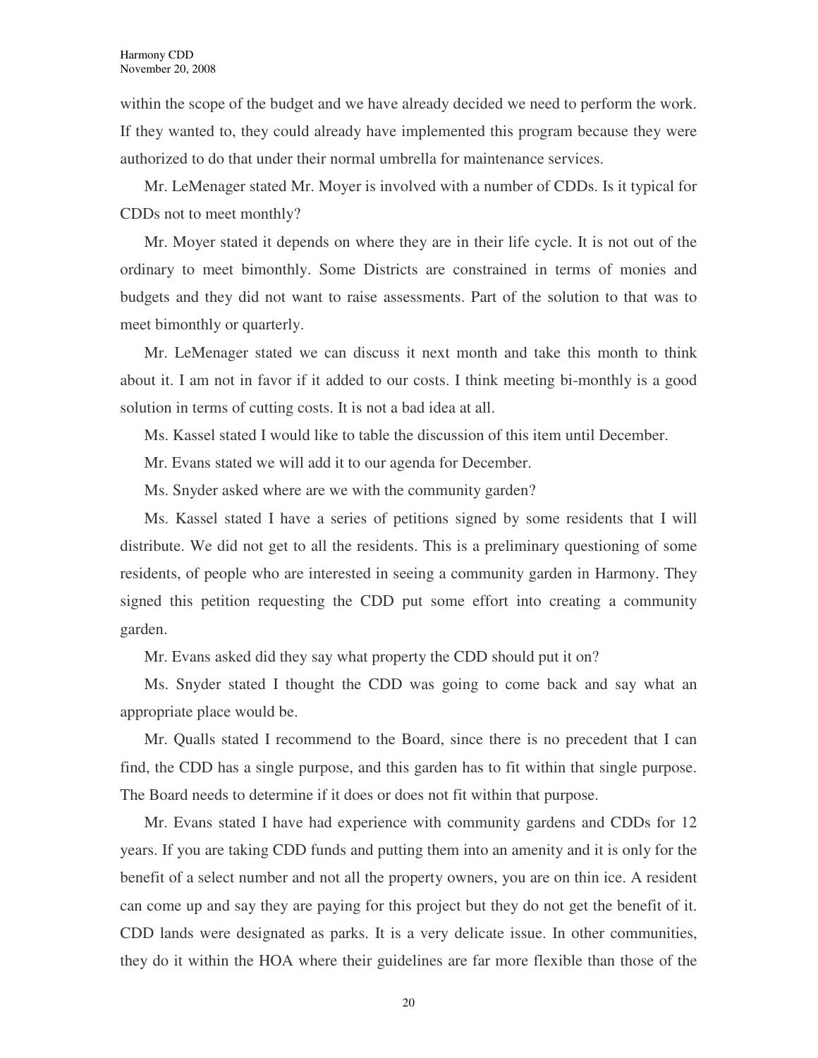within the scope of the budget and we have already decided we need to perform the work. If they wanted to, they could already have implemented this program because they were authorized to do that under their normal umbrella for maintenance services.

Mr. LeMenager stated Mr. Moyer is involved with a number of CDDs. Is it typical for CDDs not to meet monthly?

Mr. Moyer stated it depends on where they are in their life cycle. It is not out of the ordinary to meet bimonthly. Some Districts are constrained in terms of monies and budgets and they did not want to raise assessments. Part of the solution to that was to meet bimonthly or quarterly.

Mr. LeMenager stated we can discuss it next month and take this month to think about it. I am not in favor if it added to our costs. I think meeting bi-monthly is a good solution in terms of cutting costs. It is not a bad idea at all.

Ms. Kassel stated I would like to table the discussion of this item until December.

Mr. Evans stated we will add it to our agenda for December.

Ms. Snyder asked where are we with the community garden?

Ms. Kassel stated I have a series of petitions signed by some residents that I will distribute. We did not get to all the residents. This is a preliminary questioning of some residents, of people who are interested in seeing a community garden in Harmony. They signed this petition requesting the CDD put some effort into creating a community garden.

Mr. Evans asked did they say what property the CDD should put it on?

Ms. Snyder stated I thought the CDD was going to come back and say what an appropriate place would be.

Mr. Qualls stated I recommend to the Board, since there is no precedent that I can find, the CDD has a single purpose, and this garden has to fit within that single purpose. The Board needs to determine if it does or does not fit within that purpose.

Mr. Evans stated I have had experience with community gardens and CDDs for 12 years. If you are taking CDD funds and putting them into an amenity and it is only for the benefit of a select number and not all the property owners, you are on thin ice. A resident can come up and say they are paying for this project but they do not get the benefit of it. CDD lands were designated as parks. It is a very delicate issue. In other communities, they do it within the HOA where their guidelines are far more flexible than those of the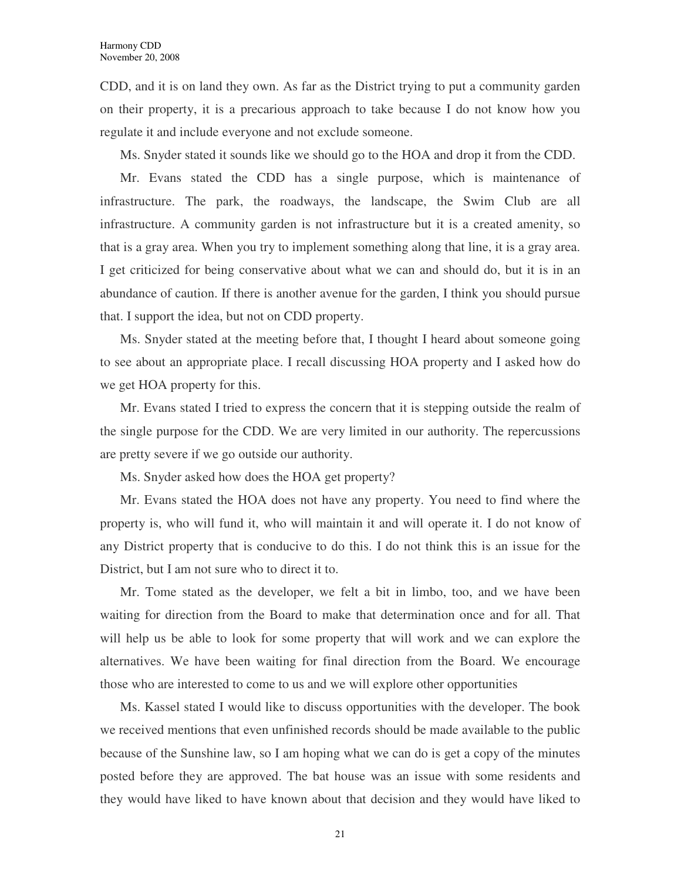CDD, and it is on land they own. As far as the District trying to put a community garden on their property, it is a precarious approach to take because I do not know how you regulate it and include everyone and not exclude someone.

Ms. Snyder stated it sounds like we should go to the HOA and drop it from the CDD.

Mr. Evans stated the CDD has a single purpose, which is maintenance of infrastructure. The park, the roadways, the landscape, the Swim Club are all infrastructure. A community garden is not infrastructure but it is a created amenity, so that is a gray area. When you try to implement something along that line, it is a gray area. I get criticized for being conservative about what we can and should do, but it is in an abundance of caution. If there is another avenue for the garden, I think you should pursue that. I support the idea, but not on CDD property.

Ms. Snyder stated at the meeting before that, I thought I heard about someone going to see about an appropriate place. I recall discussing HOA property and I asked how do we get HOA property for this.

Mr. Evans stated I tried to express the concern that it is stepping outside the realm of the single purpose for the CDD. We are very limited in our authority. The repercussions are pretty severe if we go outside our authority.

Ms. Snyder asked how does the HOA get property?

Mr. Evans stated the HOA does not have any property. You need to find where the property is, who will fund it, who will maintain it and will operate it. I do not know of any District property that is conducive to do this. I do not think this is an issue for the District, but I am not sure who to direct it to.

Mr. Tome stated as the developer, we felt a bit in limbo, too, and we have been waiting for direction from the Board to make that determination once and for all. That will help us be able to look for some property that will work and we can explore the alternatives. We have been waiting for final direction from the Board. We encourage those who are interested to come to us and we will explore other opportunities

Ms. Kassel stated I would like to discuss opportunities with the developer. The book we received mentions that even unfinished records should be made available to the public because of the Sunshine law, so I am hoping what we can do is get a copy of the minutes posted before they are approved. The bat house was an issue with some residents and they would have liked to have known about that decision and they would have liked to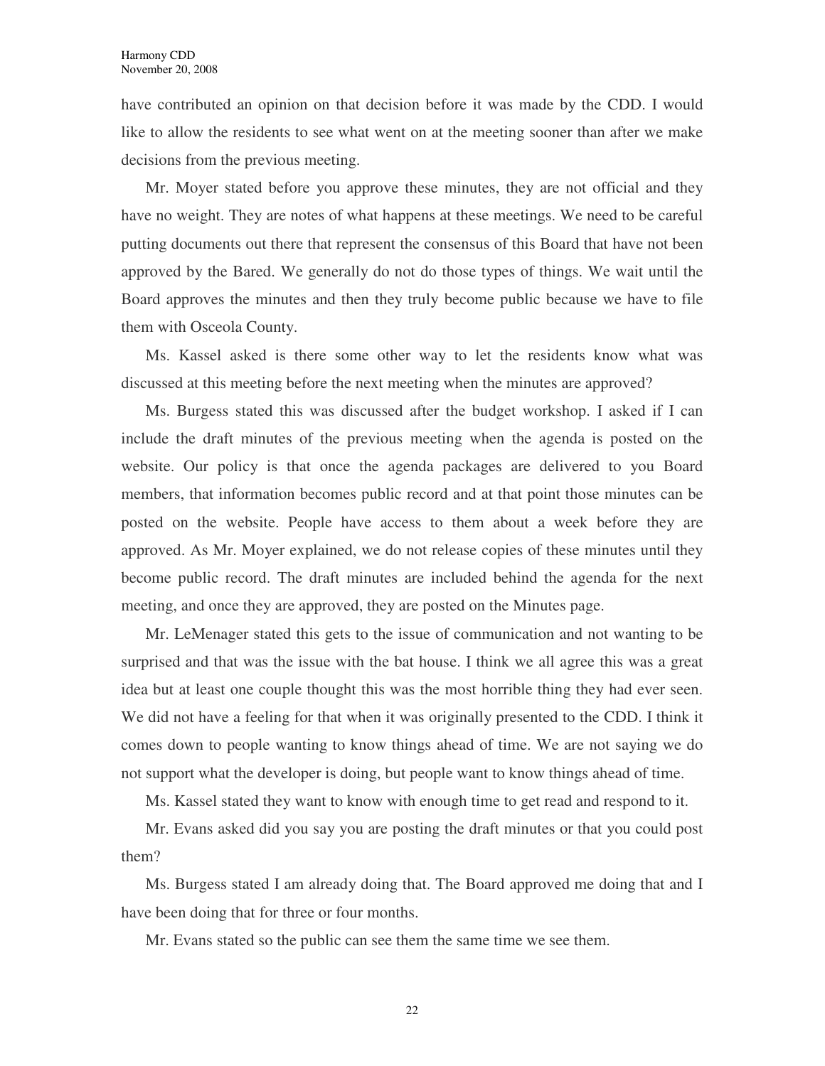have contributed an opinion on that decision before it was made by the CDD. I would like to allow the residents to see what went on at the meeting sooner than after we make decisions from the previous meeting.

Mr. Moyer stated before you approve these minutes, they are not official and they have no weight. They are notes of what happens at these meetings. We need to be careful putting documents out there that represent the consensus of this Board that have not been approved by the Bared. We generally do not do those types of things. We wait until the Board approves the minutes and then they truly become public because we have to file them with Osceola County.

Ms. Kassel asked is there some other way to let the residents know what was discussed at this meeting before the next meeting when the minutes are approved?

Ms. Burgess stated this was discussed after the budget workshop. I asked if I can include the draft minutes of the previous meeting when the agenda is posted on the website. Our policy is that once the agenda packages are delivered to you Board members, that information becomes public record and at that point those minutes can be posted on the website. People have access to them about a week before they are approved. As Mr. Moyer explained, we do not release copies of these minutes until they become public record. The draft minutes are included behind the agenda for the next meeting, and once they are approved, they are posted on the Minutes page.

Mr. LeMenager stated this gets to the issue of communication and not wanting to be surprised and that was the issue with the bat house. I think we all agree this was a great idea but at least one couple thought this was the most horrible thing they had ever seen. We did not have a feeling for that when it was originally presented to the CDD. I think it comes down to people wanting to know things ahead of time. We are not saying we do not support what the developer is doing, but people want to know things ahead of time.

Ms. Kassel stated they want to know with enough time to get read and respond to it.

Mr. Evans asked did you say you are posting the draft minutes or that you could post them?

Ms. Burgess stated I am already doing that. The Board approved me doing that and I have been doing that for three or four months.

Mr. Evans stated so the public can see them the same time we see them.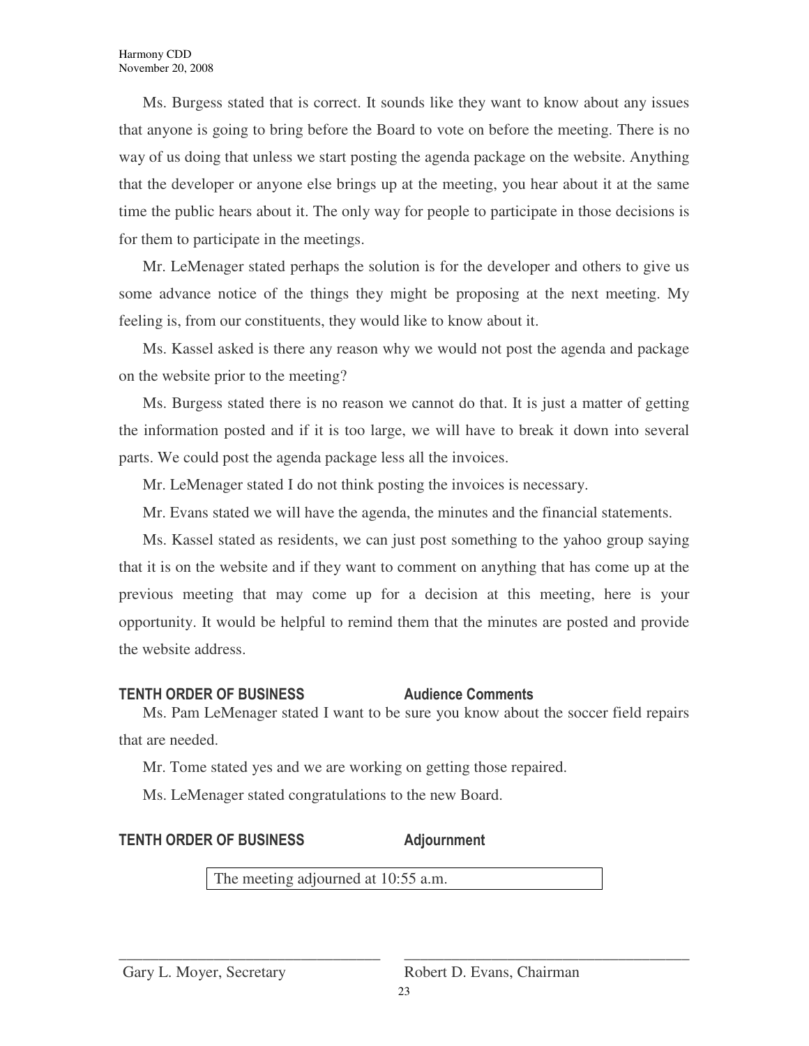Ms. Burgess stated that is correct. It sounds like they want to know about any issues that anyone is going to bring before the Board to vote on before the meeting. There is no way of us doing that unless we start posting the agenda package on the website. Anything that the developer or anyone else brings up at the meeting, you hear about it at the same time the public hears about it. The only way for people to participate in those decisions is for them to participate in the meetings.

Mr. LeMenager stated perhaps the solution is for the developer and others to give us some advance notice of the things they might be proposing at the next meeting. My feeling is, from our constituents, they would like to know about it.

Ms. Kassel asked is there any reason why we would not post the agenda and package on the website prior to the meeting?

Ms. Burgess stated there is no reason we cannot do that. It is just a matter of getting the information posted and if it is too large, we will have to break it down into several parts. We could post the agenda package less all the invoices.

Mr. LeMenager stated I do not think posting the invoices is necessary.

Mr. Evans stated we will have the agenda, the minutes and the financial statements.

Ms. Kassel stated as residents, we can just post something to the yahoo group saying that it is on the website and if they want to comment on anything that has come up at the previous meeting that may come up for a decision at this meeting, here is your opportunity. It would be helpful to remind them that the minutes are posted and provide the website address.

**TENTH ORDER OF BUSINESS Audience Comments**

Ms. Pam LeMenager stated I want to be sure you know about the soccer field repairs that are needed.

Mr. Tome stated yes and we are working on getting those repaired.

Ms. LeMenager stated congratulations to the new Board.

**TENTH ORDER OF BUSINESS Adjournment**

The meeting adjourned at 10:55 a.m.

\_\_\_\_\_\_\_\_\_\_\_\_\_\_\_\_\_\_\_\_\_\_\_\_\_\_\_\_\_\_ \_\_\_\_\_\_\_\_\_\_\_\_\_\_\_\_\_\_\_\_\_\_\_\_\_\_\_\_\_\_

Gary L. Moyer, Secretary Robert D. Evans, Chairman